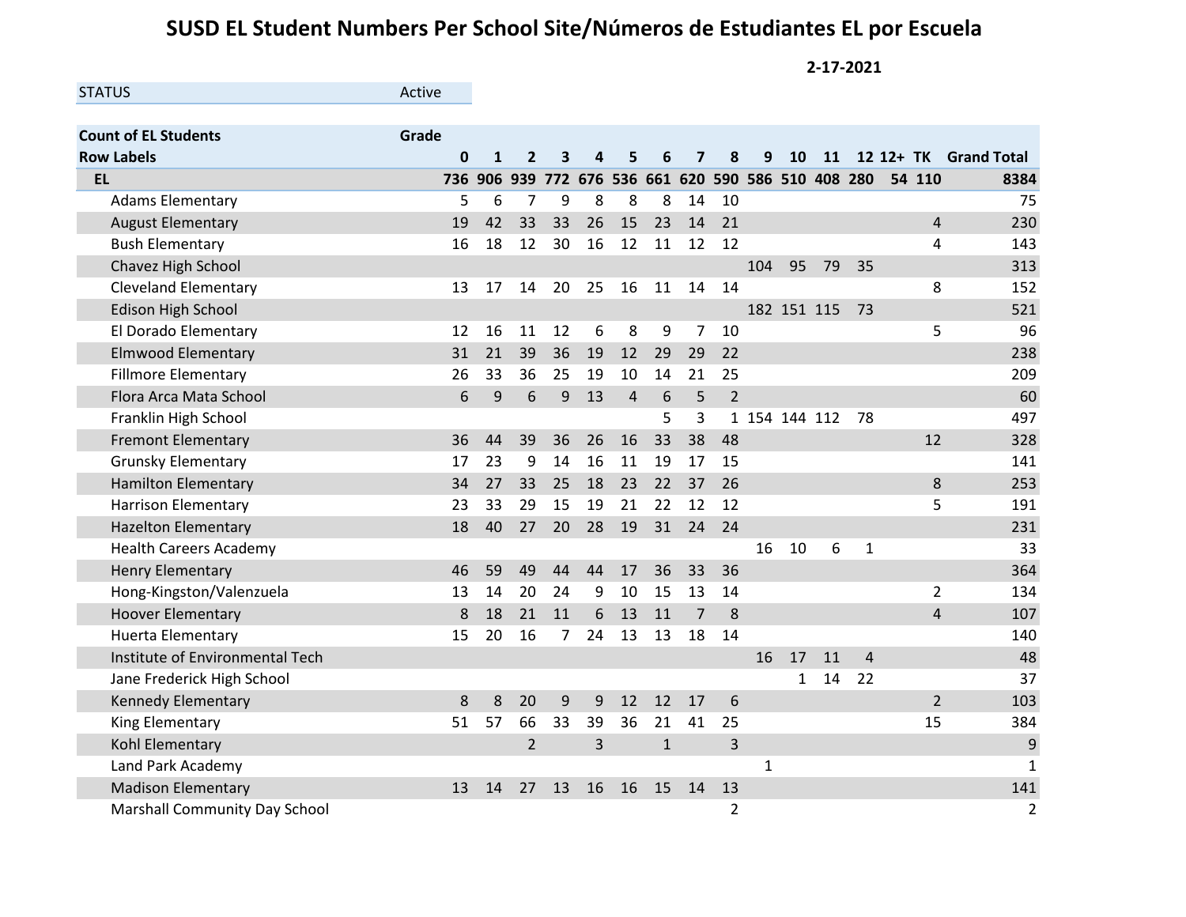# SUSD EL Student Numbers Per School Site/Números de Estudiantes EL por Escuela

**2-17-2021**

| STATUS | Active |
|---|---|

| Count of EL Students | Grade | | | | | | | | | | | | | | | |
|---|---|---|---|---|---|---|---|---|---|---|---|---|---|---|---|---|
| **Row Labels** | **0** | **1** | **2** | **3** | **4** | **5** | **6** | **7** | **8** | **9** | **10** | **11** | **12** | **12+** | **TK** | **Grand Total** |
| **EL** | **736** | **906** | **939** | **772** | **676** | **536** | **661** | **620** | **590** | **586** | **510** | **408** | **280** | **54** | **110** | **8384** |
| Adams Elementary | 5 | 6 | 7 | 9 | 8 | 8 | 8 | 14 | 10 | | | | | | | 75 |
| August Elementary | 19 | 42 | 33 | 33 | 26 | 15 | 23 | 14 | 21 | | | | | | 4 | 230 |
| Bush Elementary | 16 | 18 | 12 | 30 | 16 | 12 | 11 | 12 | 12 | | | | | | 4 | 143 |
| Chavez High School | | | | | | | | | | 104 | 95 | 79 | 35 | | | 313 |
| Cleveland Elementary | 13 | 17 | 14 | 20 | 25 | 16 | 11 | 14 | 14 | | | | | | 8 | 152 |
| Edison High School | | | | | | | | | | 182 | 151 | 115 | 73 | | | 521 |
| El Dorado Elementary | 12 | 16 | 11 | 12 | 6 | 8 | 9 | 7 | 10 | | | | | | 5 | 96 |
| Elmwood Elementary | 31 | 21 | 39 | 36 | 19 | 12 | 29 | 29 | 22 | | | | | | | 238 |
| Fillmore Elementary | 26 | 33 | 36 | 25 | 19 | 10 | 14 | 21 | 25 | | | | | | | 209 |
| Flora Arca Mata School | 6 | 9 | 6 | 9 | 13 | 4 | 6 | 5 | 2 | | | | | | | 60 |
| Franklin High School | | | | | | | 5 | 3 | 1 | 154 | 144 | 112 | 78 | | | 497 |
| Fremont Elementary | 36 | 44 | 39 | 36 | 26 | 16 | 33 | 38 | 48 | | | | | | 12 | 328 |
| Grunsky Elementary | 17 | 23 | 9 | 14 | 16 | 11 | 19 | 17 | 15 | | | | | | | 141 |
| Hamilton Elementary | 34 | 27 | 33 | 25 | 18 | 23 | 22 | 37 | 26 | | | | | | 8 | 253 |
| Harrison Elementary | 23 | 33 | 29 | 15 | 19 | 21 | 22 | 12 | 12 | | | | | | 5 | 191 |
| Hazelton Elementary | 18 | 40 | 27 | 20 | 28 | 19 | 31 | 24 | 24 | | | | | | | 231 |
| Health Careers Academy | | | | | | | | | | 16 | 10 | 6 | 1 | | | 33 |
| Henry Elementary | 46 | 59 | 49 | 44 | 44 | 17 | 36 | 33 | 36 | | | | | | | 364 |
| Hong-Kingston/Valenzuela | 13 | 14 | 20 | 24 | 9 | 10 | 15 | 13 | 14 | | | | | | 2 | 134 |
| Hoover Elementary | 8 | 18 | 21 | 11 | 6 | 13 | 11 | 7 | 8 | | | | | | 4 | 107 |
| Huerta Elementary | 15 | 20 | 16 | 7 | 24 | 13 | 13 | 18 | 14 | | | | | | | 140 |
| Institute of Environmental Tech | | | | | | | | | | 16 | 17 | 11 | 4 | | | 48 |
| Jane Frederick High School | | | | | | | | | | | 1 | 14 | 22 | | | 37 |
| Kennedy Elementary | 8 | 8 | 20 | 9 | 9 | 12 | 12 | 17 | 6 | | | | | | 2 | 103 |
| King Elementary | 51 | 57 | 66 | 33 | 39 | 36 | 21 | 41 | 25 | | | | | | 15 | 384 |
| Kohl Elementary | | | 2 | | 3 | | 1 | | 3 | | | | | | | 9 |
| Land Park Academy | | | | | | | | | | 1 | | | | | | 1 |
| Madison Elementary | 13 | 14 | 27 | 13 | 16 | 16 | 15 | 14 | 13 | | | | | | | 141 |
| Marshall Community Day School | | | | | | | | | 2 | | | | | | | 2 |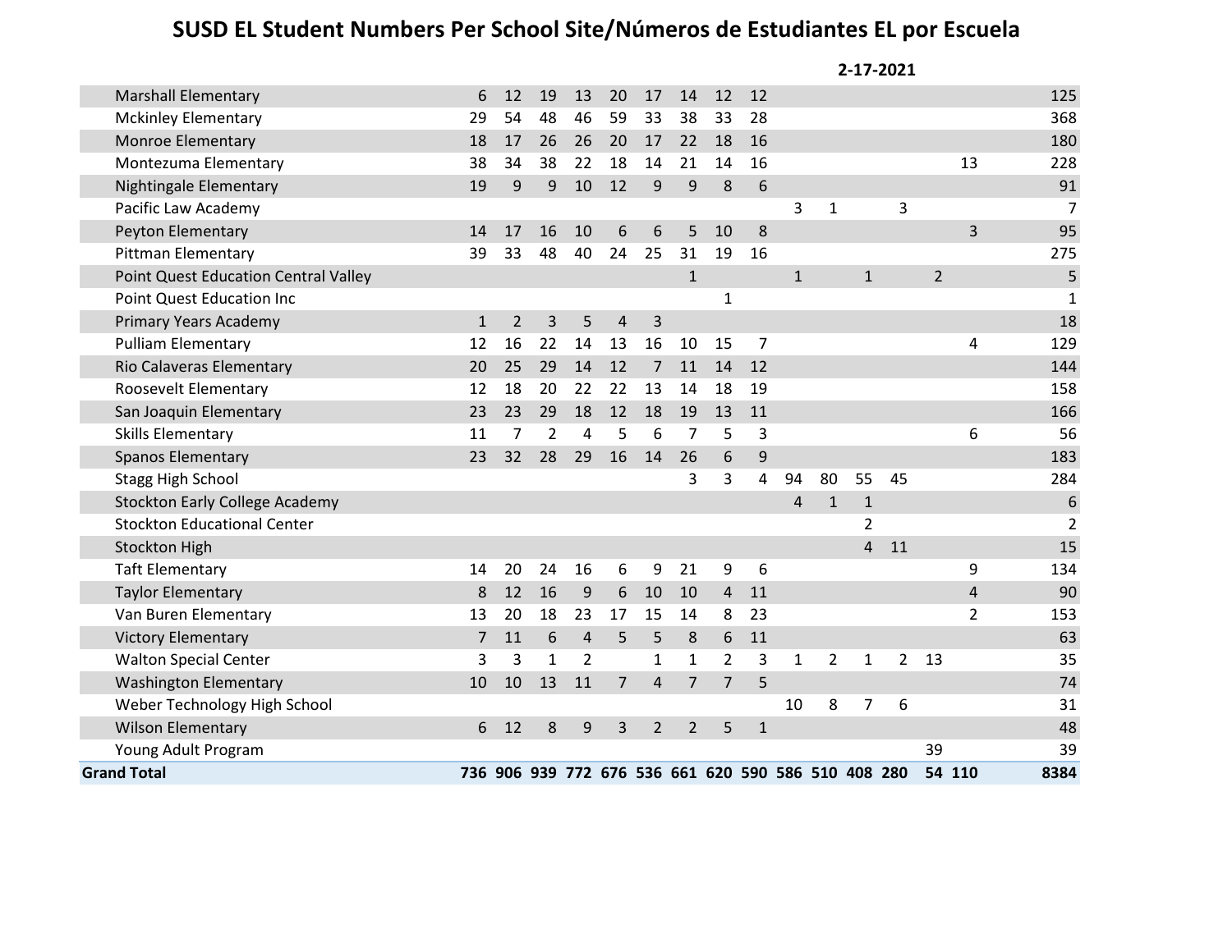# SUSD EL Student Numbers Per School Site/Números de Estudiantes EL por Escuela

**2-17-2021**

| | | | | | | | | | | | | | | | | |
|---|---|---|---|---|---|---|---|---|---|---|---|---|---|---|---|---|
| Marshall Elementary | 6 | 12 | 19 | 13 | 20 | 17 | 14 | 12 | 12 | | | | | | | 125 |
| Mckinley Elementary | 29 | 54 | 48 | 46 | 59 | 33 | 38 | 33 | 28 | | | | | | | 368 |
| Monroe Elementary | 18 | 17 | 26 | 26 | 20 | 17 | 22 | 18 | 16 | | | | | | | 180 |
| Montezuma Elementary | 38 | 34 | 38 | 22 | 18 | 14 | 21 | 14 | 16 | | | | | | 13 | 228 |
| Nightingale Elementary | 19 | 9 | 9 | 10 | 12 | 9 | 9 | 8 | 6 | | | | | | | 91 |
| Pacific Law Academy | | | | | | | | | | 3 | 1 | | 3 | | | 7 |
| Peyton Elementary | 14 | 17 | 16 | 10 | 6 | 6 | 5 | 10 | 8 | | | | | | 3 | 95 |
| Pittman Elementary | 39 | 33 | 48 | 40 | 24 | 25 | 31 | 19 | 16 | | | | | | | 275 |
| Point Quest Education Central Valley | | | | | | | 1 | | | 1 | | 1 | | 2 | | 5 |
| Point Quest Education Inc | | | | | | | | 1 | | | | | | | | 1 |
| Primary Years Academy | 1 | 2 | 3 | 5 | 4 | 3 | | | | | | | | | | 18 |
| Pulliam Elementary | 12 | 16 | 22 | 14 | 13 | 16 | 10 | 15 | 7 | | | | | | 4 | 129 |
| Rio Calaveras Elementary | 20 | 25 | 29 | 14 | 12 | 7 | 11 | 14 | 12 | | | | | | | 144 |
| Roosevelt Elementary | 12 | 18 | 20 | 22 | 22 | 13 | 14 | 18 | 19 | | | | | | | 158 |
| San Joaquin Elementary | 23 | 23 | 29 | 18 | 12 | 18 | 19 | 13 | 11 | | | | | | | 166 |
| Skills Elementary | 11 | 7 | 2 | 4 | 5 | 6 | 7 | 5 | 3 | | | | | | 6 | 56 |
| Spanos Elementary | 23 | 32 | 28 | 29 | 16 | 14 | 26 | 6 | 9 | | | | | | | 183 |
| Stagg High School | | | | | | | 3 | 3 | 4 | 94 | 80 | 55 | 45 | | | 284 |
| Stockton Early College Academy | | | | | | | | | | 4 | 1 | 1 | | | | 6 |
| Stockton Educational Center | | | | | | | | | | | | 2 | | | | 2 |
| Stockton High | | | | | | | | | | | | 4 | 11 | | | 15 |
| Taft Elementary | 14 | 20 | 24 | 16 | 6 | 9 | 21 | 9 | 6 | | | | | | 9 | 134 |
| Taylor Elementary | 8 | 12 | 16 | 9 | 6 | 10 | 10 | 4 | 11 | | | | | | 4 | 90 |
| Van Buren Elementary | 13 | 20 | 18 | 23 | 17 | 15 | 14 | 8 | 23 | | | | | | 2 | 153 |
| Victory Elementary | 7 | 11 | 6 | 4 | 5 | 5 | 8 | 6 | 11 | | | | | | | 63 |
| Walton Special Center | 3 | 3 | 1 | 2 | | 1 | 1 | 2 | 3 | 1 | 2 | 1 | 2 | 13 | | 35 |
| Washington Elementary | 10 | 10 | 13 | 11 | 7 | 4 | 7 | 7 | 5 | | | | | | | 74 |
| Weber Technology High School | | | | | | | | | | 10 | 8 | 7 | 6 | | | 31 |
| Wilson Elementary | 6 | 12 | 8 | 9 | 3 | 2 | 2 | 5 | 1 | | | | | | | 48 |
| Young Adult Program | | | | | | | | | | | | | | 39 | | 39 |
| **Grand Total** | **736** | **906** | **939** | **772** | **676** | **536** | **661** | **620** | **590** | **586** | **510** | **408** | **280** | **54** | **110** | **8384** |